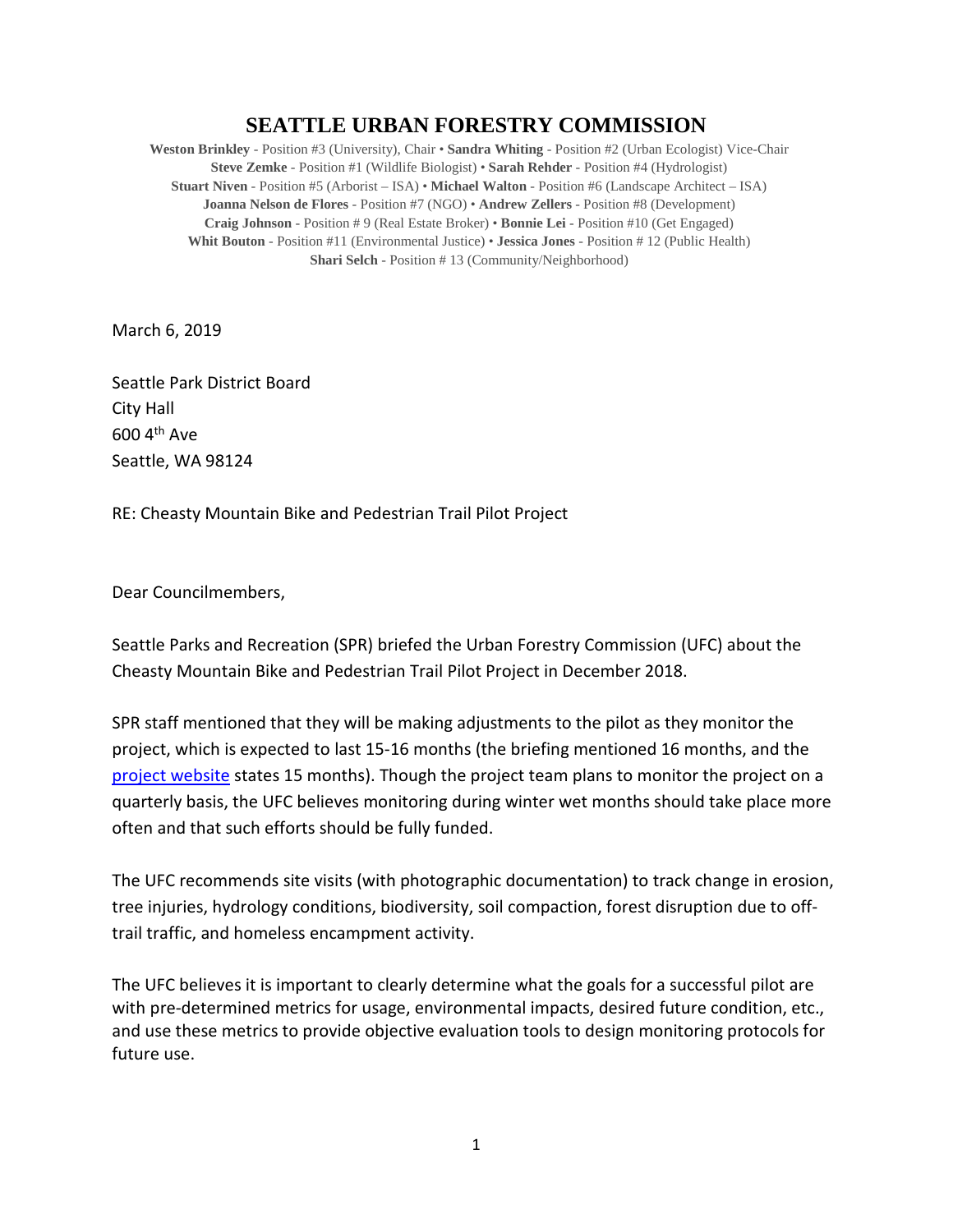# SEATTLE URBAN FORESTRY COMMISSION

**Weston Brinkley** - Position #3 (University), Chair • **Sandra Whiting** - Position #2 (Urban Ecologist) Vice-Chair
**Steve Zemke** - Position #1 (Wildlife Biologist) • **Sarah Rehder** - Position #4 (Hydrologist)
**Stuart Niven** - Position #5 (Arborist – ISA) • **Michael Walton** - Position #6 (Landscape Architect – ISA)
**Joanna Nelson de Flores** - Position #7 (NGO) • **Andrew Zellers** - Position #8 (Development)
**Craig Johnson** - Position # 9 (Real Estate Broker) • **Bonnie Lei** - Position #10 (Get Engaged)
**Whit Bouton** - Position #11 (Environmental Justice) • **Jessica Jones** - Position # 12 (Public Health)
**Shari Selch** - Position # 13 (Community/Neighborhood)

March 6, 2019

Seattle Park District Board
City Hall
600 4th Ave
Seattle, WA 98124

RE: Cheasty Mountain Bike and Pedestrian Trail Pilot Project

Dear Councilmembers,

Seattle Parks and Recreation (SPR) briefed the Urban Forestry Commission (UFC) about the Cheasty Mountain Bike and Pedestrian Trail Pilot Project in December 2018.

SPR staff mentioned that they will be making adjustments to the pilot as they monitor the project, which is expected to last 15-16 months (the briefing mentioned 16 months, and the project website states 15 months). Though the project team plans to monitor the project on a quarterly basis, the UFC believes monitoring during winter wet months should take place more often and that such efforts should be fully funded.

The UFC recommends site visits (with photographic documentation) to track change in erosion, tree injuries, hydrology conditions, biodiversity, soil compaction, forest disruption due to off-trail traffic, and homeless encampment activity.

The UFC believes it is important to clearly determine what the goals for a successful pilot are with pre-determined metrics for usage, environmental impacts, desired future condition, etc., and use these metrics to provide objective evaluation tools to design monitoring protocols for future use.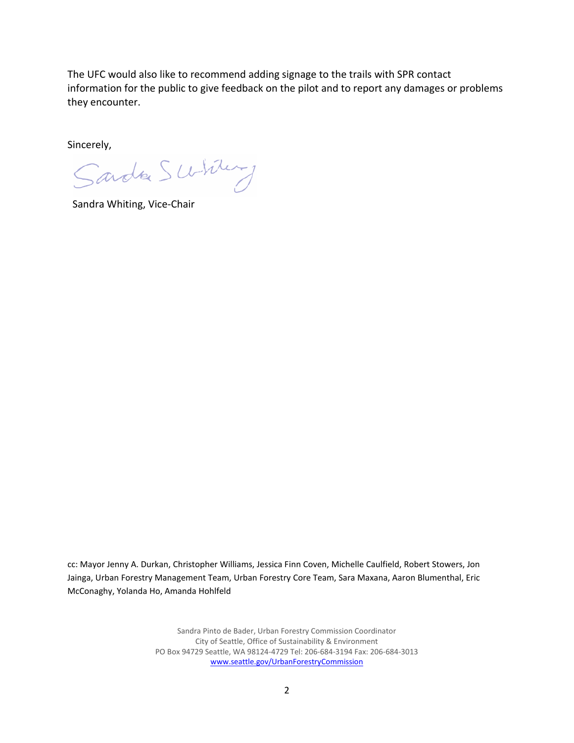The UFC would also like to recommend adding signage to the trails with SPR contact information for the public to give feedback on the pilot and to report any damages or problems they encounter.

Sincerely,

Sandra Whiting, Vice-Chair

cc: Mayor Jenny A. Durkan, Christopher Williams, Jessica Finn Coven, Michelle Caulfield, Robert Stowers, Jon Jainga, Urban Forestry Management Team, Urban Forestry Core Team, Sara Maxana, Aaron Blumenthal, Eric McConaghy, Yolanda Ho, Amanda Hohlfeld

Sandra Pinto de Bader, Urban Forestry Commission Coordinator
City of Seattle, Office of Sustainability & Environment
PO Box 94729 Seattle, WA 98124-4729 Tel: 206-684-3194 Fax: 206-684-3013
www.seattle.gov/UrbanForestryCommission